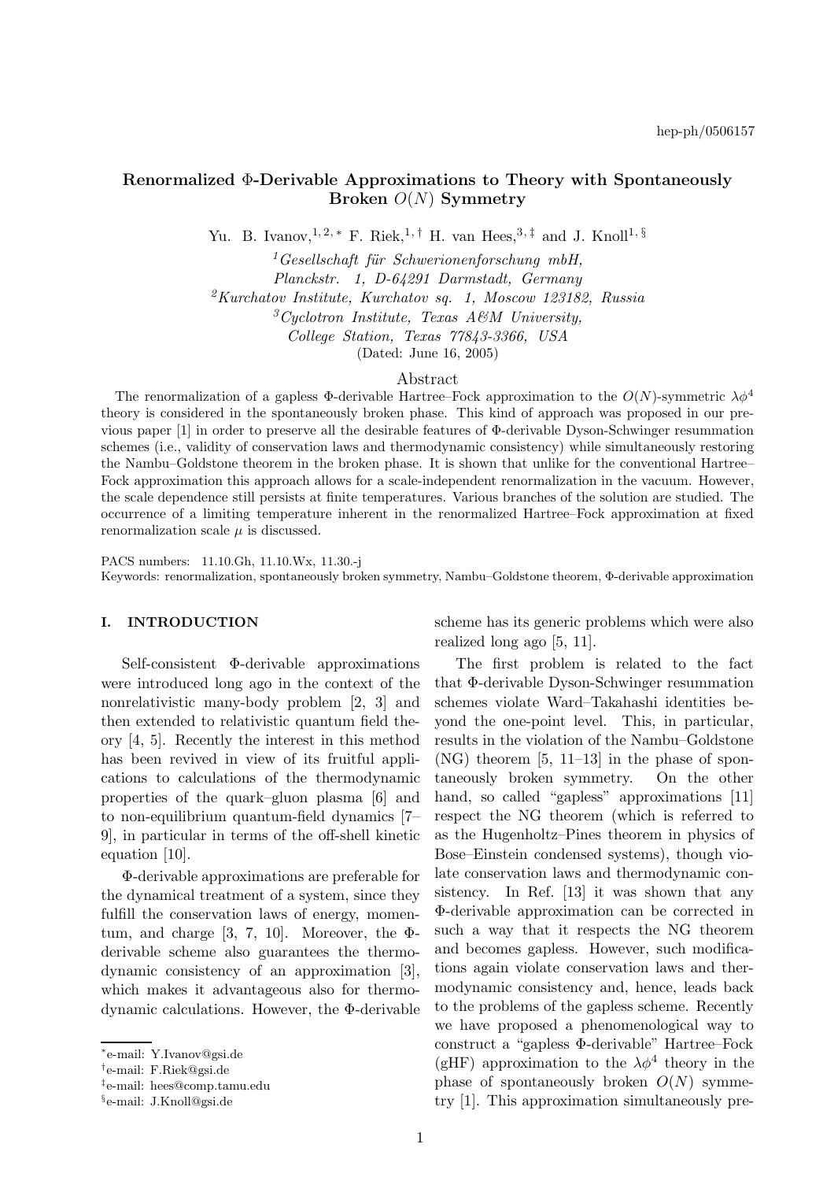hep-ph/0506157

# Renormalized Φ-Derivable Approximations to Theory with Spontaneously Broken $O(N)$ Symmetry

Yu. B. Ivanov,[1,2,*] F. Riek,[1,†] H. van Hees,[3,‡] and J. Knoll[1,§]

[1] *Gesellschaft für Schwerionenforschung mbH, Planckstr. 1, D-64291 Darmstadt, Germany*
[2] *Kurchatov Institute, Kurchatov sq. 1, Moscow 123182, Russia*
[3] *Cyclotron Institute, Texas A&M University, College Station, Texas 77843-3366, USA*

(Dated: June 16, 2005)

## Abstract

The renormalization of a gapless Φ-derivable Hartree–Fock approximation to the $O(N)$-symmetric $\lambda\phi^4$ theory is considered in the spontaneously broken phase. This kind of approach was proposed in our previous paper [1] in order to preserve all the desirable features of Φ-derivable Dyson-Schwinger resummation schemes (i.e., validity of conservation laws and thermodynamic consistency) while simultaneously restoring the Nambu–Goldstone theorem in the broken phase. It is shown that unlike for the conventional Hartree–Fock approximation this approach allows for a scale-independent renormalization in the vacuum. However, the scale dependence still persists at finite temperatures. Various branches of the solution are studied. The occurrence of a limiting temperature inherent in the renormalized Hartree–Fock approximation at fixed renormalization scale $\mu$ is discussed.

PACS numbers: 11.10.Gh, 11.10.Wx, 11.30.-j
Keywords: renormalization, spontaneously broken symmetry, Nambu–Goldstone theorem, Φ-derivable approximation

## I. INTRODUCTION

Self-consistent Φ-derivable approximations were introduced long ago in the context of the nonrelativistic many-body problem [2, 3] and then extended to relativistic quantum field theory [4, 5]. Recently the interest in this method has been revived in view of its fruitful applications to calculations of the thermodynamic properties of the quark–gluon plasma [6] and to non-equilibrium quantum-field dynamics [7–9], in particular in terms of the off-shell kinetic equation [10].

Φ-derivable approximations are preferable for the dynamical treatment of a system, since they fulfill the conservation laws of energy, momentum, and charge [3, 7, 10]. Moreover, the Φ-derivable scheme also guarantees the thermodynamic consistency of an approximation [3], which makes it advantageous also for thermodynamic calculations. However, the Φ-derivable scheme has its generic problems which were also realized long ago [5, 11].

The first problem is related to the fact that Φ-derivable Dyson-Schwinger resummation schemes violate Ward–Takahashi identities beyond the one-point level. This, in particular, results in the violation of the Nambu–Goldstone (NG) theorem [5, 11–13] in the phase of spontaneously broken symmetry. On the other hand, so called "gapless" approximations [11] respect the NG theorem (which is referred to as the Hugenholtz–Pines theorem in physics of Bose–Einstein condensed systems), though violate conservation laws and thermodynamic consistency. In Ref. [13] it was shown that any Φ-derivable approximation can be corrected in such a way that it respects the NG theorem and becomes gapless. However, such modifications again violate conservation laws and thermodynamic consistency and, hence, leads back to the problems of the gapless scheme. Recently we have proposed a phenomenological way to construct a "gapless Φ-derivable" Hartree–Fock (gHF) approximation to the $\lambda\phi^4$ theory in the phase of spontaneously broken $O(N)$ symmetry [1]. This approximation simultaneously pre-

*e-mail: Y.Ivanov@gsi.de
†e-mail: F.Riek@gsi.de
‡e-mail: hees@comp.tamu.edu
§e-mail: J.Knoll@gsi.de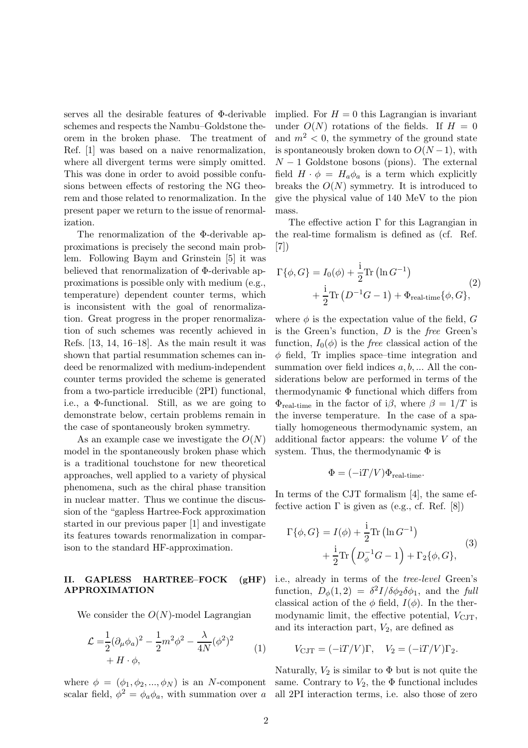serves all the desirable features of Φ-derivable schemes and respects the Nambu–Goldstone theorem in the broken phase. The treatment of Ref. [1] was based on a naive renormalization, where all divergent terms were simply omitted. This was done in order to avoid possible confusions between effects of restoring the NG theorem and those related to renormalization. In the present paper we return to the issue of renormalization.

The renormalization of the Φ-derivable approximations is precisely the second main problem. Following Baym and Grinstein [5] it was believed that renormalization of Φ-derivable approximations is possible only with medium (e.g., temperature) dependent counter terms, which is inconsistent with the goal of renormalization. Great progress in the proper renormalization of such schemes was recently achieved in Refs. [13, 14, 16–18]. As the main result it was shown that partial resummation schemes can indeed be renormalized with medium-independent counter terms provided the scheme is generated from a two-particle irreducible (2PI) functional, i.e., a Φ-functional. Still, as we are going to demonstrate below, certain problems remain in the case of spontaneously broken symmetry.

As an example case we investigate the $O(N)$ model in the spontaneously broken phase which is a traditional touchstone for new theoretical approaches, well applied to a variety of physical phenomena, such as the chiral phase transition in nuclear matter. Thus we continue the discussion of the "gapless Hartree-Fock approximation started in our previous paper [1] and investigate its features towards renormalization in comparison to the standard HF-approximation.

## II. GAPLESS HARTREE–FOCK (gHF) APPROXIMATION

We consider the $O(N)$-model Lagrangian

$$\mathcal{L} = \frac{1}{2}(\partial_\mu \phi_a)^2 - \frac{1}{2}m^2\phi^2 - \frac{\lambda}{4N}(\phi^2)^2 + H\cdot\phi, \tag{1}$$

where $\phi = (\phi_1, \phi_2, ..., \phi_N)$ is an $N$-component scalar field, $\phi^2 = \phi_a\phi_a$, with summation over $a$ implied. For $H = 0$ this Lagrangian is invariant under $O(N)$ rotations of the fields. If $H = 0$ and $m^2 < 0$, the symmetry of the ground state is spontaneously broken down to $O(N-1)$, with $N-1$ Goldstone bosons (pions). The external field $H\cdot\phi = H_a\phi_a$ is a term which explicitly breaks the $O(N)$ symmetry. It is introduced to give the physical value of 140 MeV to the pion mass.

The effective action Γ for this Lagrangian in the real-time formalism is defined as (cf. Ref. [7])

$$\Gamma\{\phi, G\} = I_0(\phi) + \frac{\mathrm{i}}{2}\mathrm{Tr}\left(\ln G^{-1}\right) + \frac{\mathrm{i}}{2}\mathrm{Tr}\left(D^{-1}G - 1\right) + \Phi_{\text{real-time}}\{\phi, G\}, \tag{2}$$

where $\phi$ is the expectation value of the field, $G$ is the Green's function, $D$ is the *free* Green's function, $I_0(\phi)$ is the *free* classical action of the $\phi$ field, Tr implies space–time integration and summation over field indices $a, b, ...$ All the considerations below are performed in terms of the thermodynamic Φ functional which differs from $\Phi_{\text{real-time}}$ in the factor of $\mathrm{i}\beta$, where $\beta = 1/T$ is the inverse temperature. In the case of a spatially homogeneous thermodynamic system, an additional factor appears: the volume $V$ of the system. Thus, the thermodynamic Φ is

$$\Phi = (-\mathrm{i}T/V)\Phi_{\text{real-time}}.$$

In terms of the CJT formalism [4], the same effective action Γ is given as (e.g., cf. Ref. [8])

$$\Gamma\{\phi, G\} = I(\phi) + \frac{\mathrm{i}}{2}\mathrm{Tr}\left(\ln G^{-1}\right) + \frac{\mathrm{i}}{2}\mathrm{Tr}\left(D_\phi^{-1}G - 1\right) + \Gamma_2\{\phi, G\}, \tag{3}$$

i.e., already in terms of the *tree-level* Green's function, $D_\phi(1,2) = \delta^2 I/\delta\phi_2\delta\phi_1$, and the *full* classical action of the $\phi$ field, $I(\phi)$. In the thermodynamic limit, the effective potential, $V_{\text{CJT}}$, and its interaction part, $V_2$, are defined as

$$V_{\text{CJT}} = (-\mathrm{i}T/V)\Gamma, \quad V_2 = (-\mathrm{i}T/V)\Gamma_2.$$

Naturally, $V_2$ is similar to Φ but is not quite the same. Contrary to $V_2$, the Φ functional includes all 2PI interaction terms, i.e. also those of zero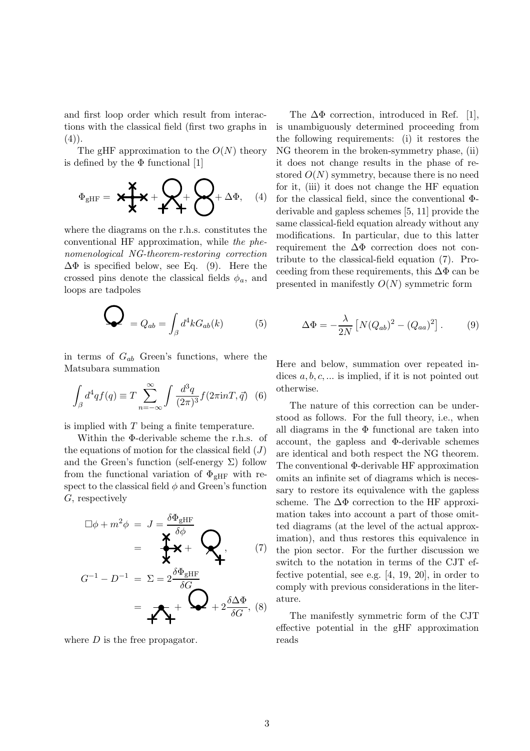and first loop order which result from interactions with the classical field (first two graphs in (4)).

The gHF approximation to the $O(N)$ theory is defined by the $\Phi$ functional [1]

$$\Phi_{\rm gHF} = \quad + \quad + \quad + \Delta\Phi, \quad (4)$$

where the diagrams on the r.h.s. constitutes the conventional HF approximation, while *the phenomenological NG-theorem-restoring correction* $\Delta\Phi$ is specified below, see Eq. (9). Here the crossed pins denote the classical fields $\phi_a$, and loops are tadpoles

$$= Q_{ab} = \int_\beta d^4k G_{ab}(k) \quad (5)$$

in terms of $G_{ab}$ Green's functions, where the Matsubara summation

$$\int_\beta d^4q f(q) \equiv T \sum_{n=-\infty}^{\infty} \int \frac{d^3q}{(2\pi)^3} f(2\pi i n T, \vec{q}) \quad (6)$$

is implied with $T$ being a finite temperature.

Within the $\Phi$-derivable scheme the r.h.s. of the equations of motion for the classical field ($J$) and the Green's function (self-energy $\Sigma$) follow from the functional variation of $\Phi_{\rm gHF}$ with respect to the classical field $\phi$ and Green's function $G$, respectively

$$\begin{aligned} \Box\phi + m^2\phi &= J = \frac{\delta\Phi_{\rm gHF}}{\delta\phi} \\ &= \quad + \quad , \end{aligned} \quad (7)$$

$$\begin{aligned} G^{-1} - D^{-1} &= \Sigma = 2\frac{\delta\Phi_{\rm gHF}}{\delta G} \\ &= \quad + \quad + 2\frac{\delta\Delta\Phi}{\delta G}, \end{aligned} \quad (8)$$

where $D$ is the free propagator.

The $\Delta\Phi$ correction, introduced in Ref. [1], is unambiguously determined proceeding from the following requirements: (i) it restores the NG theorem in the broken-symmetry phase, (ii) it does not change results in the phase of restored $O(N)$ symmetry, because there is no need for it, (iii) it does not change the HF equation for the classical field, since the conventional $\Phi$-derivable and gapless schemes [5, 11] provide the same classical-field equation already without any modifications. In particular, due to this latter requirement the $\Delta\Phi$ correction does not contribute to the classical-field equation (7). Proceeding from these requirements, this $\Delta\Phi$ can be presented in manifestly $O(N)$ symmetric form

$$\Delta\Phi = -\frac{\lambda}{2N}\left[N(Q_{ab})^2 - (Q_{aa})^2\right]. \quad (9)$$

Here and below, summation over repeated indices $a, b, c, ...$ is implied, if it is not pointed out otherwise.

The nature of this correction can be understood as follows. For the full theory, i.e., when all diagrams in the $\Phi$ functional are taken into account, the gapless and $\Phi$-derivable schemes are identical and both respect the NG theorem. The conventional $\Phi$-derivable HF approximation omits an infinite set of diagrams which is necessary to restore its equivalence with the gapless scheme. The $\Delta\Phi$ correction to the HF approximation takes into account a part of those omitted diagrams (at the level of the actual approximation), and thus restores this equivalence in the pion sector. For the further discussion we switch to the notation in terms of the CJT effective potential, see e.g. [4, 19, 20], in order to comply with previous considerations in the literature.

The manifestly symmetric form of the CJT effective potential in the gHF approximation reads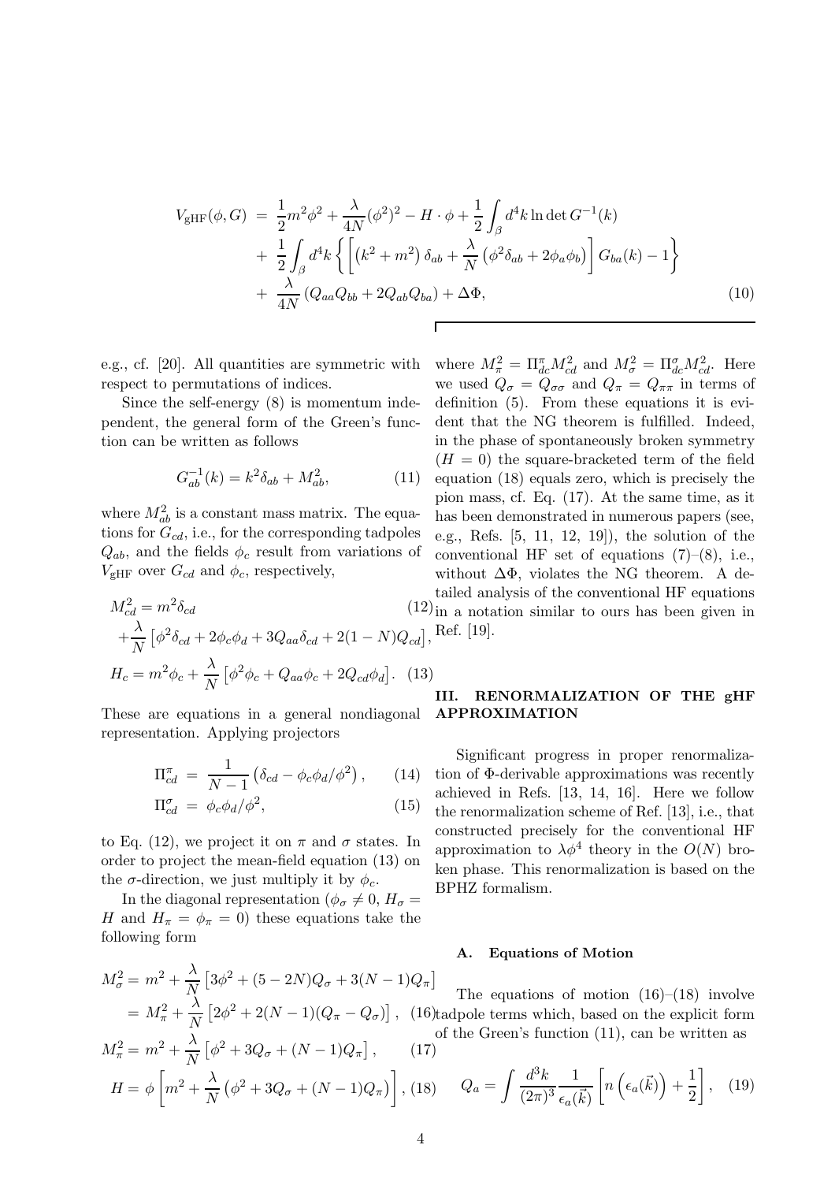$$
\begin{aligned}
V_{\rm gHF}(\phi, G) \; &= \; \frac{1}{2}m^2\phi^2 + \frac{\lambda}{4N}(\phi^2)^2 - H\cdot\phi + \frac{1}{2}\int_\beta d^4k \ln\det G^{-1}(k) \\
&+ \; \frac{1}{2}\int_\beta d^4k \left\{ \left[ \left(k^2+m^2\right)\delta_{ab} + \frac{\lambda}{N}\left(\phi^2\delta_{ab} + 2\phi_a\phi_b\right)\right] G_{ba}(k) - 1 \right\} \\
&+ \; \frac{\lambda}{4N}\left(Q_{aa}Q_{bb} + 2Q_{ab}Q_{ba}\right) + \Delta\Phi,
\end{aligned}
\tag{10}
$$

e.g., cf. [20]. All quantities are symmetric with respect to permutations of indices.

Since the self-energy (8) is momentum independent, the general form of the Green's function can be written as follows

$$
G^{-1}_{ab}(k) = k^2\delta_{ab} + M^2_{ab}, \tag{11}
$$

where $M^2_{ab}$ is a constant mass matrix. The equations for $G_{cd}$, i.e., for the corresponding tadpoles $Q_{ab}$, and the fields $\phi_c$ result from variations of $V_{\rm gHF}$ over $G_{cd}$ and $\phi_c$, respectively,

$$
\begin{aligned}
M^2_{cd} &= m^2\delta_{cd} \\
&+ \frac{\lambda}{N}\left[\phi^2\delta_{cd} + 2\phi_c\phi_d + 3Q_{aa}\delta_{cd} + 2(1-N)Q_{cd}\right],
\end{aligned}
\tag{12}
$$

$$
H_c = m^2\phi_c + \frac{\lambda}{N}\left[\phi^2\phi_c + Q_{aa}\phi_c + 2Q_{cd}\phi_d\right]. \tag{13}
$$

These are equations in a general nondiagonal representation. Applying projectors

$$
\Pi^\pi_{cd} \; = \; \frac{1}{N-1}\left(\delta_{cd} - \phi_c\phi_d/\phi^2\right), \tag{14}
$$

$$
\Pi^\sigma_{cd} \; = \; \phi_c\phi_d/\phi^2, \tag{15}
$$

to Eq. (12), we project it on $\pi$ and $\sigma$ states. In order to project the mean-field equation (13) on the $\sigma$-direction, we just multiply it by $\phi_c$.

In the diagonal representation ($\phi_\sigma \neq 0$, $H_\sigma = H$ and $H_\pi = \phi_\pi = 0$) these equations take the following form

$$
\begin{aligned}
M^2_\sigma &= m^2 + \frac{\lambda}{N}\left[3\phi^2 + (5-2N)Q_\sigma + 3(N-1)Q_\pi\right] \\
&= M^2_\pi + \frac{\lambda}{N}\left[2\phi^2 + 2(N-1)(Q_\pi - Q_\sigma)\right],
\end{aligned}
\tag{16}
$$

$$
M^2_\pi = m^2 + \frac{\lambda}{N}\left[\phi^2 + 3Q_\sigma + (N-1)Q_\pi\right], \tag{17}
$$

$$
H = \phi\left[m^2 + \frac{\lambda}{N}\left(\phi^2 + 3Q_\sigma + (N-1)Q_\pi\right)\right], \tag{18}
$$

where $M^2_\pi = \Pi^\pi_{dc}M^2_{cd}$ and $M^2_\sigma = \Pi^\sigma_{dc}M^2_{cd}$. Here we used $Q_\sigma = Q_{\sigma\sigma}$ and $Q_\pi = Q_{\pi\pi}$ in terms of definition (5). From these equations it is evident that the NG theorem is fulfilled. Indeed, in the phase of spontaneously broken symmetry ($H = 0$) the square-bracketed term of the field equation (18) equals zero, which is precisely the pion mass, cf. Eq. (17). At the same time, as it has been demonstrated in numerous papers (see, e.g., Refs. [5, 11, 12, 19]), the solution of the conventional HF set of equations (7)–(8), i.e., without $\Delta\Phi$, violates the NG theorem. A detailed analysis of the conventional HF equations in a notation similar to ours has been given in Ref. [19].

## III. RENORMALIZATION OF THE gHF APPROXIMATION

Significant progress in proper renormalization of $\Phi$-derivable approximations was recently achieved in Refs. [13, 14, 16]. Here we follow the renormalization scheme of Ref. [13], i.e., that constructed precisely for the conventional HF approximation to $\lambda\phi^4$ theory in the $O(N)$ broken phase. This renormalization is based on the BPHZ formalism.

### A. Equations of Motion

The equations of motion (16)–(18) involve tadpole terms which, based on the explicit form of the Green's function (11), can be written as

$$
Q_a = \int \frac{d^3k}{(2\pi)^3}\frac{1}{\epsilon_a(\vec{k})}\left[n\left(\epsilon_a(\vec{k})\right) + \frac{1}{2}\right], \tag{19}
$$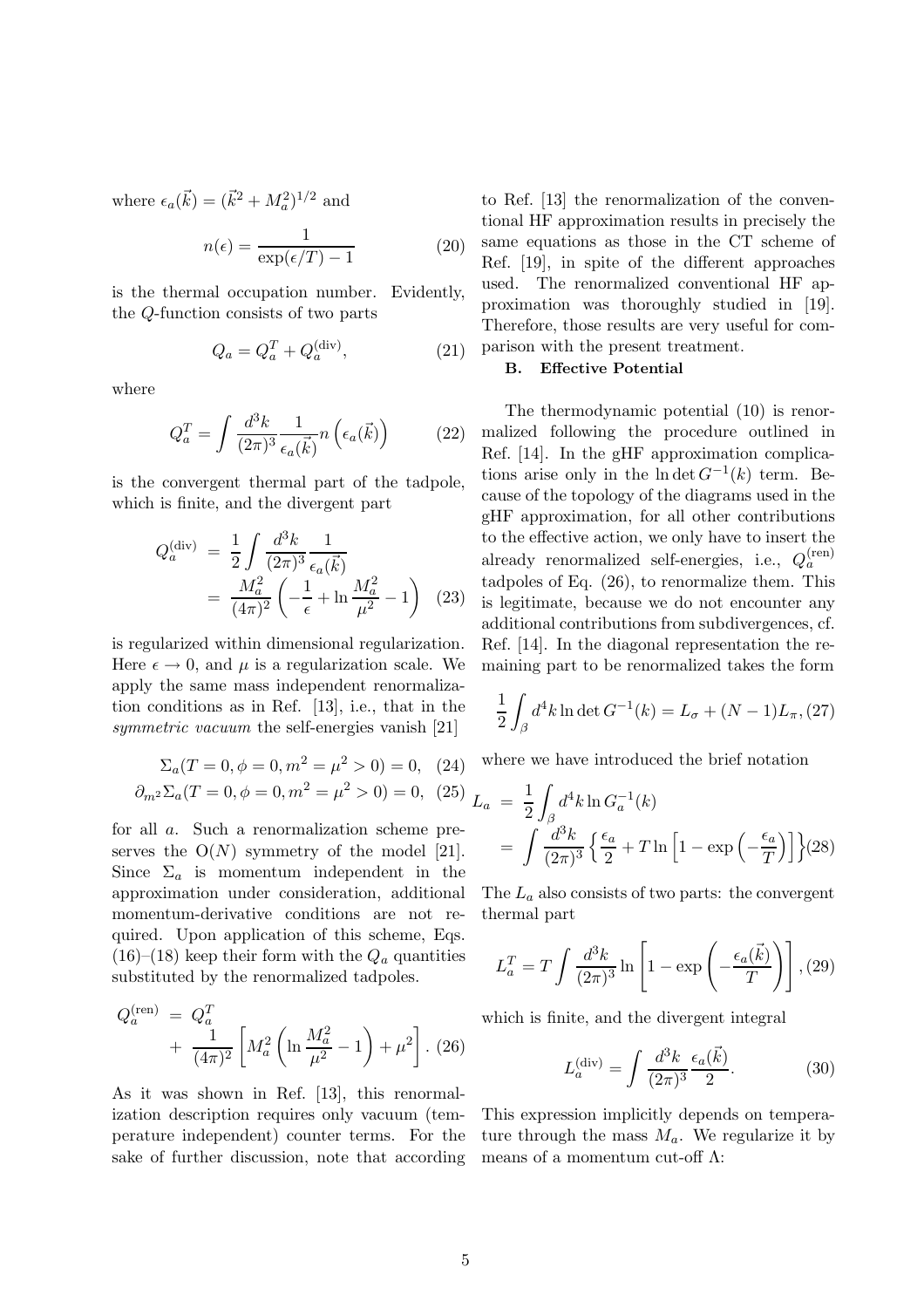where $\epsilon_a(\vec{k}) = (\vec{k}^2 + M_a^2)^{1/2}$ and

$$n(\epsilon) = \frac{1}{\exp(\epsilon/T) - 1} \tag{20}$$

is the thermal occupation number. Evidently, the $Q$-function consists of two parts

$$Q_a = Q_a^T + Q_a^{(\mathrm{div})}, \tag{21}$$

where

$$Q_a^T = \int \frac{d^3k}{(2\pi)^3} \frac{1}{\epsilon_a(\vec{k})} n\left(\epsilon_a(\vec{k})\right) \tag{22}$$

is the convergent thermal part of the tadpole, which is finite, and the divergent part

$$\begin{aligned} Q_a^{(\mathrm{div})} &= \frac{1}{2} \int \frac{d^3k}{(2\pi)^3} \frac{1}{\epsilon_a(\vec{k})} \\ &= \frac{M_a^2}{(4\pi)^2} \left( -\frac{1}{\epsilon} + \ln \frac{M_a^2}{\mu^2} - 1 \right) \end{aligned} \tag{23}$$

is regularized within dimensional regularization. Here $\epsilon \to 0$, and $\mu$ is a regularization scale. We apply the same mass independent renormalization conditions as in Ref. [13], i.e., that in the *symmetric vacuum* the self-energies vanish [21]

$$\Sigma_a(T = 0, \phi = 0, m^2 = \mu^2 > 0) = 0, \tag{24}$$

$$\partial_{m^2} \Sigma_a(T = 0, \phi = 0, m^2 = \mu^2 > 0) = 0, \tag{25}$$

for all $a$. Such a renormalization scheme preserves the O($N$) symmetry of the model [21]. Since $\Sigma_a$ is momentum independent in the approximation under consideration, additional momentum-derivative conditions are not required. Upon application of this scheme, Eqs. (16)–(18) keep their form with the $Q_a$ quantities substituted by the renormalized tadpoles.

$$\begin{aligned} Q_a^{(\mathrm{ren})} &= Q_a^T \\ &+ \frac{1}{(4\pi)^2} \left[ M_a^2 \left( \ln \frac{M_a^2}{\mu^2} - 1 \right) + \mu^2 \right]. \end{aligned} \tag{26}$$

As it was shown in Ref. [13], this renormalization description requires only vacuum (temperature independent) counter terms. For the sake of further discussion, note that according to Ref. [13] the renormalization of the conventional HF approximation results in precisely the same equations as those in the CT scheme of Ref. [19], in spite of the different approaches used. The renormalized conventional HF approximation was thoroughly studied in [19]. Therefore, those results are very useful for comparison with the present treatment.

### B. Effective Potential

The thermodynamic potential (10) is renormalized following the procedure outlined in Ref. [14]. In the gHF approximation complications arise only in the $\ln \det G^{-1}(k)$ term. Because of the topology of the diagrams used in the gHF approximation, for all other contributions to the effective action, we only have to insert the already renormalized self-energies, i.e., $Q_a^{(\mathrm{ren})}$ tadpoles of Eq. (26), to renormalize them. This is legitimate, because we do not encounter any additional contributions from subdivergences, cf. Ref. [14]. In the diagonal representation the remaining part to be renormalized takes the form

$$\frac{1}{2} \int_\beta d^4k \ln \det G^{-1}(k) = L_\sigma + (N-1) L_\pi, \tag{27}$$

where we have introduced the brief notation

$$\begin{aligned} L_a &= \frac{1}{2} \int_\beta d^4k \ln G_a^{-1}(k) \\ &= \int \frac{d^3k}{(2\pi)^3} \left\{ \frac{\epsilon_a}{2} + T \ln \left[ 1 - \exp\left( -\frac{\epsilon_a}{T} \right) \right] \right\} \end{aligned} \tag{28}$$

The $L_a$ also consists of two parts: the convergent thermal part

$$L_a^T = T \int \frac{d^3k}{(2\pi)^3} \ln \left[ 1 - \exp\left( -\frac{\epsilon_a(\vec{k})}{T} \right) \right], \tag{29}$$

which is finite, and the divergent integral

$$L_a^{(\mathrm{div})} = \int \frac{d^3k}{(2\pi)^3} \frac{\epsilon_a(\vec{k})}{2}. \tag{30}$$

This expression implicitly depends on temperature through the mass $M_a$. We regularize it by means of a momentum cut-off $\Lambda$: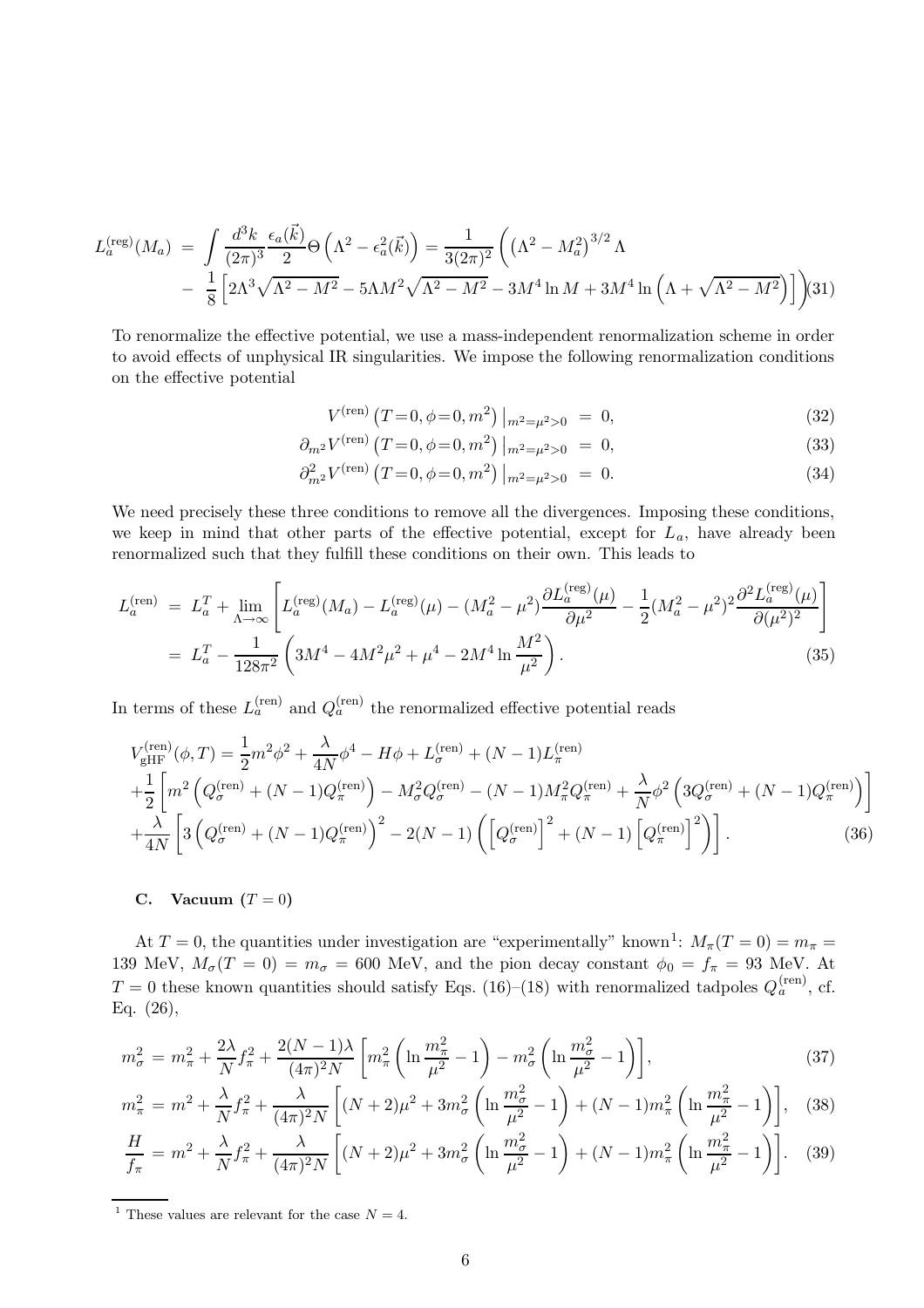$$
\begin{aligned}
L_a^{(\mathrm{reg})}(M_a) \; &= \; \int \frac{d^3k}{(2\pi)^3}\frac{\epsilon_a(\vec{k})}{2}\Theta\left(\Lambda^2-\epsilon_a^2(\vec{k})\right) = \frac{1}{3(2\pi)^2}\left(\left(\Lambda^2-M_a^2\right)^{3/2}\Lambda\right. \\
&- \left.\frac{1}{8}\left[2\Lambda^3\sqrt{\Lambda^2-M^2}-5\Lambda M^2\sqrt{\Lambda^2-M^2}-3M^4\ln M+3M^4\ln\left(\Lambda+\sqrt{\Lambda^2-M^2}\right)\right]\right) \qquad (31)
\end{aligned}
$$

To renormalize the effective potential, we use a mass-independent renormalization scheme in order to avoid effects of unphysical IR singularities. We impose the following renormalization conditions on the effective potential

$$
V^{(\mathrm{ren})}\left(T\!=\!0,\phi\!=\!0,m^2\right)\big|_{m^2=\mu^2>0} \; = \; 0, \qquad (32)
$$

$$
\partial_{m^2}V^{(\mathrm{ren})}\left(T\!=\!0,\phi\!=\!0,m^2\right)\big|_{m^2=\mu^2>0} \; = \; 0, \qquad (33)
$$

$$
\partial^2_{m^2}V^{(\mathrm{ren})}\left(T\!=\!0,\phi\!=\!0,m^2\right)\big|_{m^2=\mu^2>0} \; = \; 0. \qquad (34)
$$

We need precisely these three conditions to remove all the divergences. Imposing these conditions, we keep in mind that other parts of the effective potential, except for $L_a$, have already been renormalized such that they fulfill these conditions on their own. This leads to

$$
\begin{aligned}
L_a^{(\mathrm{ren})} \; &= \; L_a^T + \lim_{\Lambda\to\infty}\left[L_a^{(\mathrm{reg})}(M_a)-L_a^{(\mathrm{reg})}(\mu)-(M_a^2-\mu^2)\frac{\partial L_a^{(\mathrm{reg})}(\mu)}{\partial\mu^2}-\frac{1}{2}(M_a^2-\mu^2)^2\frac{\partial^2 L_a^{(\mathrm{reg})}(\mu)}{\partial(\mu^2)^2}\right] \\
&= \; L_a^T - \frac{1}{128\pi^2}\left(3M^4-4M^2\mu^2+\mu^4-2M^4\ln\frac{M^2}{\mu^2}\right). \qquad (35)
\end{aligned}
$$

In terms of these $L_a^{(\mathrm{ren})}$ and $Q_a^{(\mathrm{ren})}$ the renormalized effective potential reads

$$
\begin{aligned}
&V_{\mathrm{gHF}}^{(\mathrm{ren})}(\phi,T) = \frac{1}{2}m^2\phi^2+\frac{\lambda}{4N}\phi^4-H\phi+L_\sigma^{(\mathrm{ren})}+(N-1)L_\pi^{(\mathrm{ren})} \\
&+\frac{1}{2}\left[m^2\left(Q_\sigma^{(\mathrm{ren})}+(N-1)Q_\pi^{(\mathrm{ren})}\right)-M_\sigma^2Q_\sigma^{(\mathrm{ren})}-(N-1)M_\pi^2Q_\pi^{(\mathrm{ren})}+\frac{\lambda}{N}\phi^2\left(3Q_\sigma^{(\mathrm{ren})}+(N-1)Q_\pi^{(\mathrm{ren})}\right)\right] \\
&+\frac{\lambda}{4N}\left[3\left(Q_\sigma^{(\mathrm{ren})}+(N-1)Q_\pi^{(\mathrm{ren})}\right)^2-2(N-1)\left(\left[Q_\sigma^{(\mathrm{ren})}\right]^2+(N-1)\left[Q_\pi^{(\mathrm{ren})}\right]^2\right)\right]. \qquad (36)
\end{aligned}
$$

### C. Vacuum ($T = 0$)

At $T=0$, the quantities under investigation are "experimentally" known[1]: $M_\pi(T=0)=m_\pi=139$ MeV, $M_\sigma(T=0)=m_\sigma=600$ MeV, and the pion decay constant $\phi_0=f_\pi=93$ MeV. At $T=0$ these known quantities should satisfy Eqs. (16)–(18) with renormalized tadpoles $Q_a^{(\mathrm{ren})}$, cf. Eq. (26),

$$
m_\sigma^2 \; = \; m_\pi^2+\frac{2\lambda}{N}f_\pi^2+\frac{2(N-1)\lambda}{(4\pi)^2N}\left[m_\pi^2\left(\ln\frac{m_\pi^2}{\mu^2}-1\right)-m_\sigma^2\left(\ln\frac{m_\sigma^2}{\mu^2}-1\right)\right], \qquad (37)
$$

$$
m_\pi^2 \; = \; m^2+\frac{\lambda}{N}f_\pi^2+\frac{\lambda}{(4\pi)^2N}\left[(N+2)\mu^2+3m_\sigma^2\left(\ln\frac{m_\sigma^2}{\mu^2}-1\right)+(N-1)m_\pi^2\left(\ln\frac{m_\pi^2}{\mu^2}-1\right)\right], \qquad (38)
$$

$$
\frac{H}{f_\pi} \; = \; m^2+\frac{\lambda}{N}f_\pi^2+\frac{\lambda}{(4\pi)^2N}\left[(N+2)\mu^2+3m_\sigma^2\left(\ln\frac{m_\sigma^2}{\mu^2}-1\right)+(N-1)m_\pi^2\left(\ln\frac{m_\pi^2}{\mu^2}-1\right)\right]. \qquad (39)
$$

---

[1] These values are relevant for the case $N = 4$.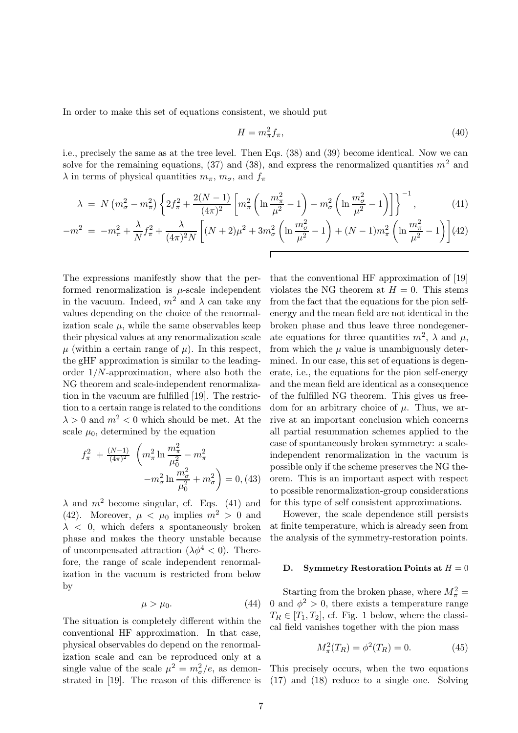In order to make this set of equations consistent, we should put

$$H = m_\pi^2 f_\pi, \tag{40}$$

i.e., precisely the same as at the tree level. Then Eqs. (38) and (39) become identical. Now we can solve for the remaining equations, (37) and (38), and express the renormalized quantities $m^2$ and $\lambda$ in terms of physical quantities $m_\pi$, $m_\sigma$, and $f_\pi$

$$\lambda = N\left(m_\sigma^2 - m_\pi^2\right)\left\{2f_\pi^2 + \frac{2(N-1)}{(4\pi)^2}\left[m_\pi^2\left(\ln\frac{m_\pi^2}{\mu^2}-1\right) - m_\sigma^2\left(\ln\frac{m_\sigma^2}{\mu^2}-1\right)\right]\right\}^{-1}, \tag{41}$$

$$-m^2 = -m_\pi^2 + \frac{\lambda}{N}f_\pi^2 + \frac{\lambda}{(4\pi)^2 N}\left[(N+2)\mu^2 + 3m_\sigma^2\left(\ln\frac{m_\sigma^2}{\mu^2}-1\right) + (N-1)m_\pi^2\left(\ln\frac{m_\pi^2}{\mu^2}-1\right)\right] \tag{42}$$

The expressions manifestly show that the performed renormalization is $\mu$-scale independent in the vacuum. Indeed, $m^2$ and $\lambda$ can take any values depending on the choice of the renormalization scale $\mu$, while the same observables keep their physical values at any renormalization scale $\mu$ (within a certain range of $\mu$). In this respect, the gHF approximation is similar to the leading-order $1/N$-approximation, where also both the NG theorem and scale-independent renormalization in the vacuum are fulfilled [19]. The restriction to a certain range is related to the conditions $\lambda > 0$ and $m^2 < 0$ which should be met. At the scale $\mu_0$, determined by the equation

$$f_\pi^2 + \frac{(N-1)}{(4\pi)^2}\left(m_\pi^2 \ln\frac{m_\pi^2}{\mu_0^2} - m_\pi^2 - m_\sigma^2 \ln\frac{m_\sigma^2}{\mu_0^2} + m_\sigma^2\right) = 0, \tag{43}$$

$\lambda$ and $m^2$ become singular, cf. Eqs. (41) and (42). Moreover, $\mu < \mu_0$ implies $m^2 > 0$ and $\lambda < 0$, which defers a spontaneously broken phase and makes the theory unstable because of uncompensated attraction ($\lambda\phi^4 < 0$). Therefore, the range of scale independent renormalization in the vacuum is restricted from below by

$$\mu > \mu_0. \tag{44}$$

The situation is completely different within the conventional HF approximation. In that case, physical observables do depend on the renormalization scale and can be reproduced only at a single value of the scale $\mu^2 = m_\sigma^2/e$, as demonstrated in [19]. The reason of this difference is that the conventional HF approximation of [19] violates the NG theorem at $H = 0$. This stems from the fact that the equations for the pion self-energy and the mean field are not identical in the broken phase and thus leave three nondegenerate equations for three quantities $m^2$, $\lambda$ and $\mu$, from which the $\mu$ value is unambiguously determined. In our case, this set of equations is degenerate, i.e., the equations for the pion self-energy and the mean field are identical as a consequence of the fulfilled NG theorem. This gives us freedom for an arbitrary choice of $\mu$. Thus, we arrive at an important conclusion which concerns all partial resummation schemes applied to the case of spontaneously broken symmetry: a scale-independent renormalization in the vacuum is possible only if the scheme preserves the NG theorem. This is an important aspect with respect to possible renormalization-group considerations for this type of self consistent approximations.

However, the scale dependence still persists at finite temperature, which is already seen from the analysis of the symmetry-restoration points.

### D. Symmetry Restoration Points at $H = 0$

Starting from the broken phase, where $M_\pi^2 = 0$ and $\phi^2 > 0$, there exists a temperature range $T_R \in [T_1, T_2]$, cf. Fig. 1 below, where the classical field vanishes together with the pion mass

$$M_\pi^2(T_R) = \phi^2(T_R) = 0. \tag{45}$$

This precisely occurs, when the two equations (17) and (18) reduce to a single one. Solving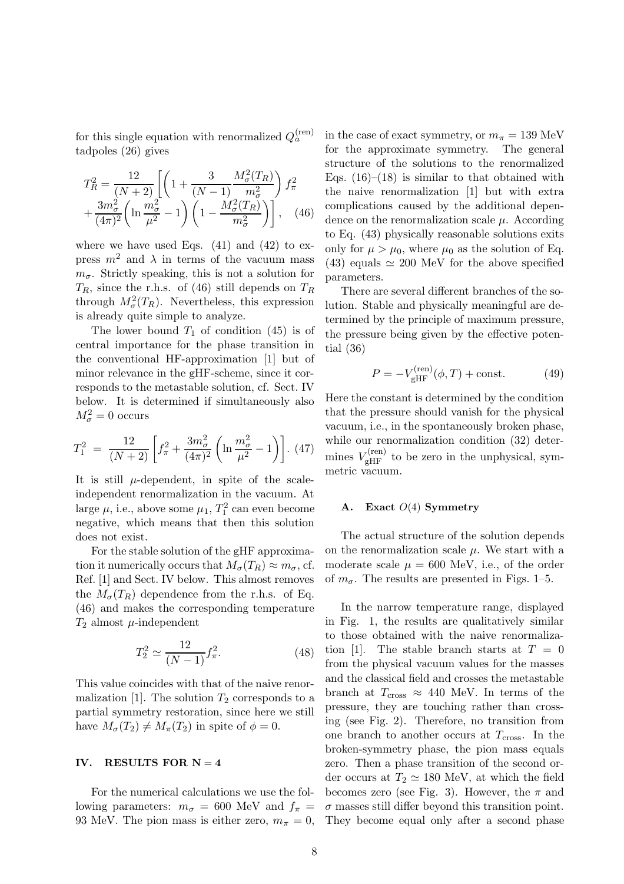for this single equation with renormalized $Q_a^{(\mathrm{ren})}$ tadpoles (26) gives

$$T_R^2 = \frac{12}{(N+2)}\left[\left(1+\frac{3}{(N-1)}\frac{M_\sigma^2(T_R)}{m_\sigma^2}\right)f_\pi^2 + \frac{3m_\sigma^2}{(4\pi)^2}\left(\ln\frac{m_\sigma^2}{\mu^2}-1\right)\left(1-\frac{M_\sigma^2(T_R)}{m_\sigma^2}\right)\right], \quad (46)$$

where we have used Eqs. (41) and (42) to express $m^2$ and $\lambda$ in terms of the vacuum mass $m_\sigma$. Strictly speaking, this is not a solution for $T_R$, since the r.h.s. of (46) still depends on $T_R$ through $M_\sigma^2(T_R)$. Nevertheless, this expression is already quite simple to analyze.

The lower bound $T_1$ of condition (45) is of central importance for the phase transition in the conventional HF-approximation [1] but of minor relevance in the gHF-scheme, since it corresponds to the metastable solution, cf. Sect. IV below. It is determined if simultaneously also $M_\sigma^2 = 0$ occurs

$$T_1^2 \;=\; \frac{12}{(N+2)}\left[f_\pi^2 + \frac{3m_\sigma^2}{(4\pi)^2}\left(\ln\frac{m_\sigma^2}{\mu^2}-1\right)\right]. \quad (47)$$

It is still $\mu$-dependent, in spite of the scale-independent renormalization in the vacuum. At large $\mu$, i.e., above some $\mu_1$, $T_1^2$ can even become negative, which means that then this solution does not exist.

For the stable solution of the gHF approximation it numerically occurs that $M_\sigma(T_R) \approx m_\sigma$, cf. Ref. [1] and Sect. IV below. This almost removes the $M_\sigma(T_R)$ dependence from the r.h.s. of Eq. (46) and makes the corresponding temperature $T_2$ almost $\mu$-independent

$$T_2^2 \simeq \frac{12}{(N-1)}f_\pi^2. \quad (48)$$

This value coincides with that of the naive renormalization [1]. The solution $T_2$ corresponds to a partial symmetry restoration, since here we still have $M_\sigma(T_2) \neq M_\pi(T_2)$ in spite of $\phi = 0$.

## IV. RESULTS FOR N = 4

For the numerical calculations we use the following parameters: $m_\sigma = 600$ MeV and $f_\pi = 93$ MeV. The pion mass is either zero, $m_\pi = 0$, in the case of exact symmetry, or $m_\pi = 139$ MeV for the approximate symmetry. The general structure of the solutions to the renormalized Eqs. (16)–(18) is similar to that obtained with the naive renormalization [1] but with extra complications caused by the additional dependence on the renormalization scale $\mu$. According to Eq. (43) physically reasonable solutions exits only for $\mu > \mu_0$, where $\mu_0$ as the solution of Eq. (43) equals $\simeq 200$ MeV for the above specified parameters.

There are several different branches of the solution. Stable and physically meaningful are determined by the principle of maximum pressure, the pressure being given by the effective potential (36)

$$P = -V_{\mathrm{gHF}}^{(\mathrm{ren})}(\phi, T) + \mathrm{const.} \quad (49)$$

Here the constant is determined by the condition that the pressure should vanish for the physical vacuum, i.e., in the spontaneously broken phase, while our renormalization condition (32) determines $V_{\mathrm{gHF}}^{(\mathrm{ren})}$ to be zero in the unphysical, symmetric vacuum.

### A. Exact $O(4)$ Symmetry

The actual structure of the solution depends on the renormalization scale $\mu$. We start with a moderate scale $\mu = 600$ MeV, i.e., of the order of $m_\sigma$. The results are presented in Figs. 1–5.

In the narrow temperature range, displayed in Fig. 1, the results are qualitatively similar to those obtained with the naive renormalization [1]. The stable branch starts at $T = 0$ from the physical vacuum values for the masses and the classical field and crosses the metastable branch at $T_{\mathrm{cross}} \approx 440$ MeV. In terms of the pressure, they are touching rather than crossing (see Fig. 2). Therefore, no transition from one branch to another occurs at $T_{\mathrm{cross}}$. In the broken-symmetry phase, the pion mass equals zero. Then a phase transition of the second order occurs at $T_2 \simeq 180$ MeV, at which the field becomes zero (see Fig. 3). However, the $\pi$ and $\sigma$ masses still differ beyond this transition point. They become equal only after a second phase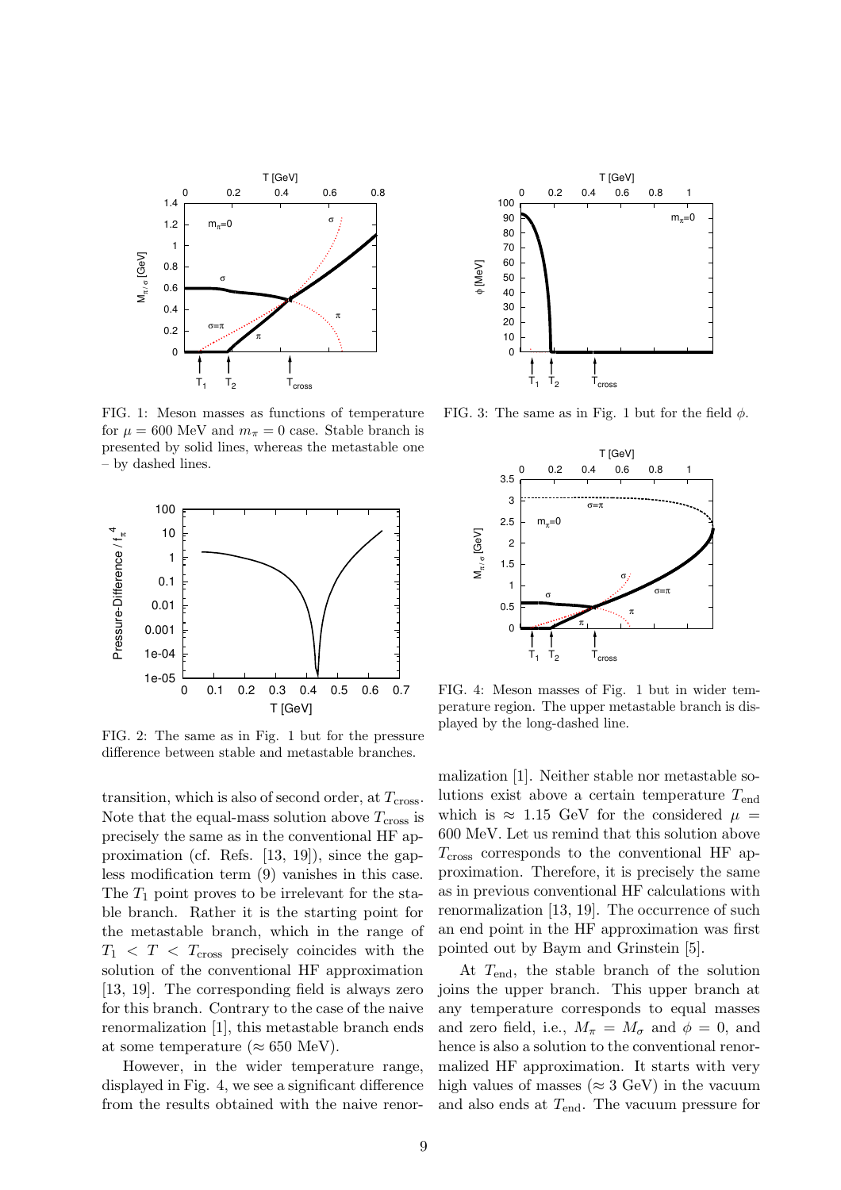FIG. 1: Meson masses as functions of temperature for $\mu = 600$ MeV and $m_\pi = 0$ case. Stable branch is presented by solid lines, whereas the metastable one – by dashed lines.

FIG. 2: The same as in Fig. 1 but for the pressure difference between stable and metastable branches.

FIG. 3: The same as in Fig. 1 but for the field $\phi$.

FIG. 4: Meson masses of Fig. 1 but in wider temperature region. The upper metastable branch is displayed by the long-dashed line.

transition, which is also of second order, at $T_{\rm cross}$. Note that the equal-mass solution above $T_{\rm cross}$ is precisely the same as in the conventional HF approximation (cf. Refs. [13, 19]), since the gapless modification term (9) vanishes in this case. The $T_1$ point proves to be irrelevant for the stable branch. Rather it is the starting point for the metastable branch, which in the range of $T_1 < T < T_{\rm cross}$ precisely coincides with the solution of the conventional HF approximation [13, 19]. The corresponding field is always zero for this branch. Contrary to the case of the naive renormalization [1], this metastable branch ends at some temperature ($\approx 650$ MeV).

However, in the wider temperature range, displayed in Fig. 4, we see a significant difference from the results obtained with the naive renormalization [1]. Neither stable nor metastable solutions exist above a certain temperature $T_{\rm end}$ which is $\approx 1.15$ GeV for the considered $\mu = 600$ MeV. Let us remind that this solution above $T_{\rm cross}$ corresponds to the conventional HF approximation. Therefore, it is precisely the same as in previous conventional HF calculations with renormalization [13, 19]. The occurrence of such an end point in the HF approximation was first pointed out by Baym and Grinstein [5].

At $T_{\rm end}$, the stable branch of the solution joins the upper branch. This upper branch at any temperature corresponds to equal masses and zero field, i.e., $M_\pi = M_\sigma$ and $\phi = 0$, and hence is also a solution to the conventional renormalized HF approximation. It starts with very high values of masses ($\approx 3$ GeV) in the vacuum and also ends at $T_{\rm end}$. The vacuum pressure for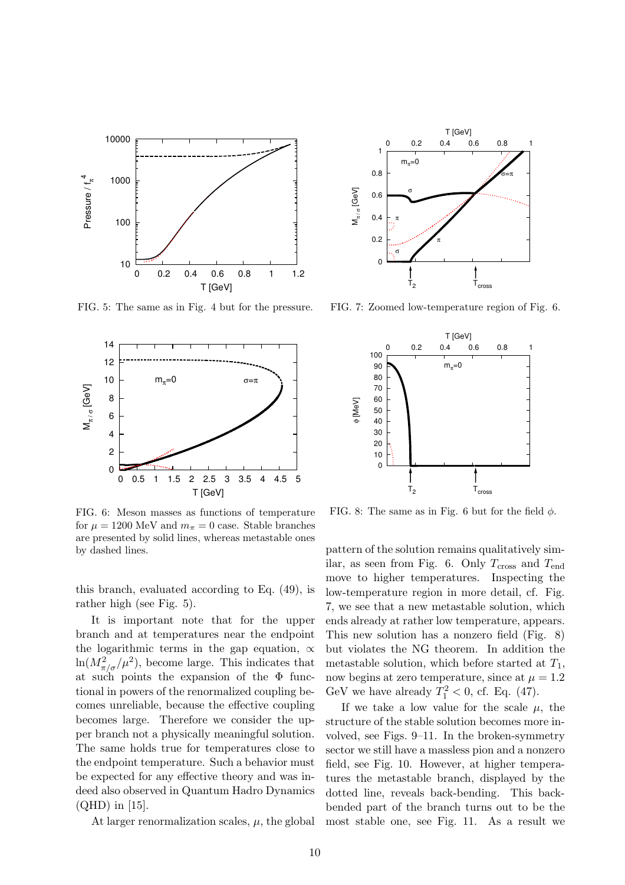FIG. 5: The same as in Fig. 4 but for the pressure.

FIG. 7: Zoomed low-temperature region of Fig. 6.

FIG. 6: Meson masses as functions of temperature for $\mu = 1200$ MeV and $m_\pi = 0$ case. Stable branches are presented by solid lines, whereas metastable ones by dashed lines.

FIG. 8: The same as in Fig. 6 but for the field $\phi$.

this branch, evaluated according to Eq. (49), is rather high (see Fig. 5).

It is important note that for the upper branch and at temperatures near the endpoint the logarithmic terms in the gap equation, $\propto \ln(M^2_{\pi/\sigma}/\mu^2)$, become large. This indicates that at such points the expansion of the $\Phi$ functional in powers of the renormalized coupling becomes unreliable, because the effective coupling becomes large. Therefore we consider the upper branch not a physically meaningful solution. The same holds true for temperatures close to the endpoint temperature. Such a behavior must be expected for any effective theory and was indeed also observed in Quantum Hadro Dynamics (QHD) in [15].

At larger renormalization scales, $\mu$, the global pattern of the solution remains qualitatively similar, as seen from Fig. 6. Only $T_{\rm cross}$ and $T_{\rm end}$ move to higher temperatures. Inspecting the low-temperature region in more detail, cf. Fig. 7, we see that a new metastable solution, which ends already at rather low temperature, appears. This new solution has a nonzero field (Fig. 8) but violates the NG theorem. In addition the metastable solution, which before started at $T_1$, now begins at zero temperature, since at $\mu = 1.2$ GeV we have already $T_1^2 < 0$, cf. Eq. (47).

If we take a low value for the scale $\mu$, the structure of the stable solution becomes more involved, see Figs. 9–11. In the broken-symmetry sector we still have a massless pion and a nonzero field, see Fig. 10. However, at higher temperatures the metastable branch, displayed by the dotted line, reveals back-bending. This back-bended part of the branch turns out to be the most stable one, see Fig. 11. As a result we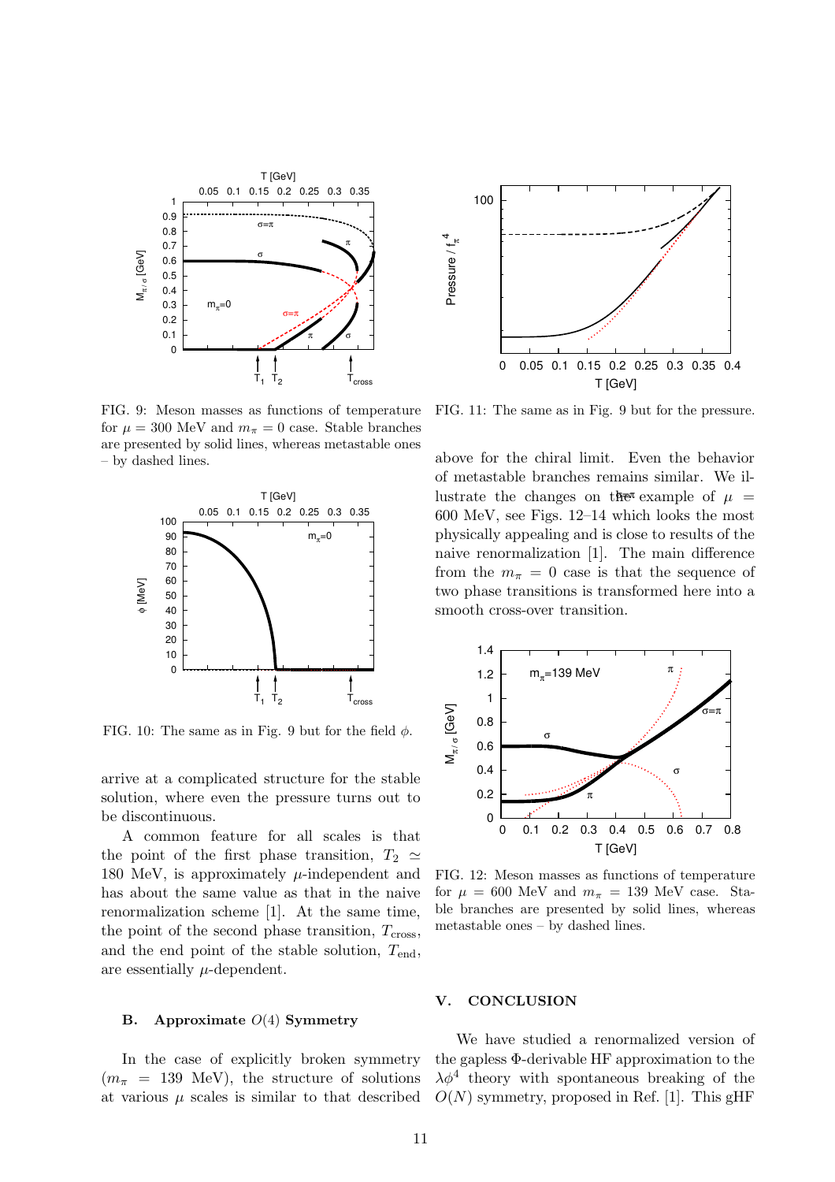FIG. 9: Meson masses as functions of temperature for $\mu = 300$ MeV and $m_\pi = 0$ case. Stable branches are presented by solid lines, whereas metastable ones – by dashed lines.

FIG. 10: The same as in Fig. 9 but for the field $\phi$.

arrive at a complicated structure for the stable solution, where even the pressure turns out to be discontinuous.

A common feature for all scales is that the point of the first phase transition, $T_2 \simeq 180$ MeV, is approximately $\mu$-independent and has about the same value as that in the naive renormalization scheme [1]. At the same time, the point of the second phase transition, $T_{\rm cross}$, and the end point of the stable solution, $T_{\rm end}$, are essentially $\mu$-dependent.

### B. Approximate $O(4)$ Symmetry

In the case of explicitly broken symmetry ($m_\pi = 139$ MeV), the structure of solutions at various $\mu$ scales is similar to that described above for the chiral limit. Even the behavior of metastable branches remains similar. We illustrate the changes on the example of $\mu = 600$ MeV, see Figs. 12–14 which looks the most physically appealing and is close to results of the naive renormalization [1]. The main difference from the $m_\pi = 0$ case is that the sequence of two phase transitions is transformed here into a smooth cross-over transition.

FIG. 11: The same as in Fig. 9 but for the pressure.

FIG. 12: Meson masses as functions of temperature for $\mu = 600$ MeV and $m_\pi = 139$ MeV case. Stable branches are presented by solid lines, whereas metastable ones – by dashed lines.

## V. CONCLUSION

We have studied a renormalized version of the gapless $\Phi$-derivable HF approximation to the $\lambda\phi^4$ theory with spontaneous breaking of the $O(N)$ symmetry, proposed in Ref. [1]. This gHF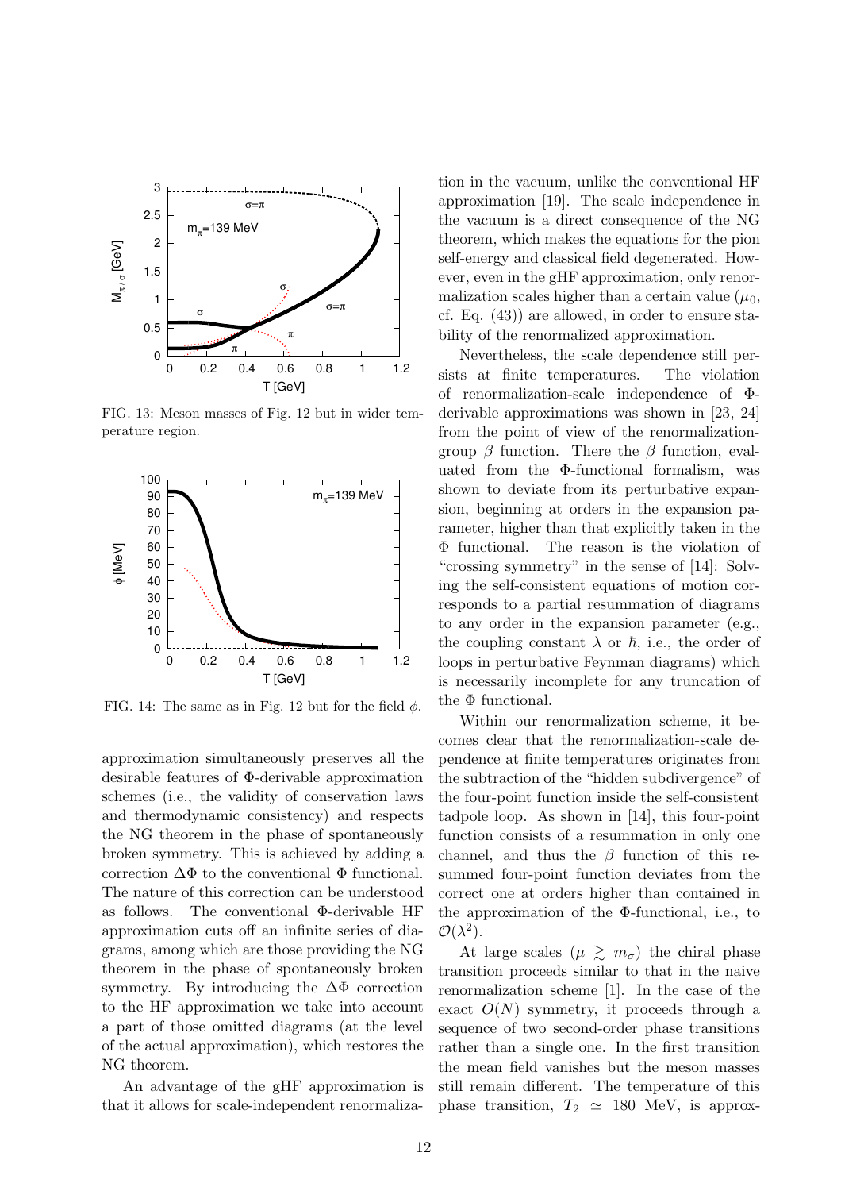FIG. 13: Meson masses of Fig. 12 but in wider temperature region.

FIG. 14: The same as in Fig. 12 but for the field $\phi$.

approximation simultaneously preserves all the desirable features of Φ-derivable approximation schemes (i.e., the validity of conservation laws and thermodynamic consistency) and respects the NG theorem in the phase of spontaneously broken symmetry. This is achieved by adding a correction $\Delta\Phi$ to the conventional Φ functional. The nature of this correction can be understood as follows. The conventional Φ-derivable HF approximation cuts off an infinite series of diagrams, among which are those providing the NG theorem in the phase of spontaneously broken symmetry. By introducing the $\Delta\Phi$ correction to the HF approximation we take into account a part of those omitted diagrams (at the level of the actual approximation), which restores the NG theorem.

An advantage of the gHF approximation is that it allows for scale-independent renormalization in the vacuum, unlike the conventional HF approximation [19]. The scale independence in the vacuum is a direct consequence of the NG theorem, which makes the equations for the pion self-energy and classical field degenerated. However, even in the gHF approximation, only renormalization scales higher than a certain value ($\mu_0$, cf. Eq. (43)) are allowed, in order to ensure stability of the renormalized approximation.

Nevertheless, the scale dependence still persists at finite temperatures. The violation of renormalization-scale independence of Φ-derivable approximations was shown in [23, 24] from the point of view of the renormalization-group $\beta$ function. There the $\beta$ function, evaluated from the Φ-functional formalism, was shown to deviate from its perturbative expansion, beginning at orders in the expansion parameter, higher than that explicitly taken in the Φ functional. The reason is the violation of "crossing symmetry" in the sense of [14]: Solving the self-consistent equations of motion corresponds to a partial resummation of diagrams to any order in the expansion parameter (e.g., the coupling constant $\lambda$ or $\hbar$, i.e., the order of loops in perturbative Feynman diagrams) which is necessarily incomplete for any truncation of the Φ functional.

Within our renormalization scheme, it becomes clear that the renormalization-scale dependence at finite temperatures originates from the subtraction of the "hidden subdivergence" of the four-point function inside the self-consistent tadpole loop. As shown in [14], this four-point function consists of a resummation in only one channel, and thus the $\beta$ function of this resummed four-point function deviates from the correct one at orders higher than contained in the approximation of the Φ-functional, i.e., to $\mathcal{O}(\lambda^2)$.

At large scales ($\mu \gtrsim m_\sigma$) the chiral phase transition proceeds similar to that in the naive renormalization scheme [1]. In the case of the exact $O(N)$ symmetry, it proceeds through a sequence of two second-order phase transitions rather than a single one. In the first transition the mean field vanishes but the meson masses still remain different. The temperature of this phase transition, $T_2 \simeq 180$ MeV, is approx-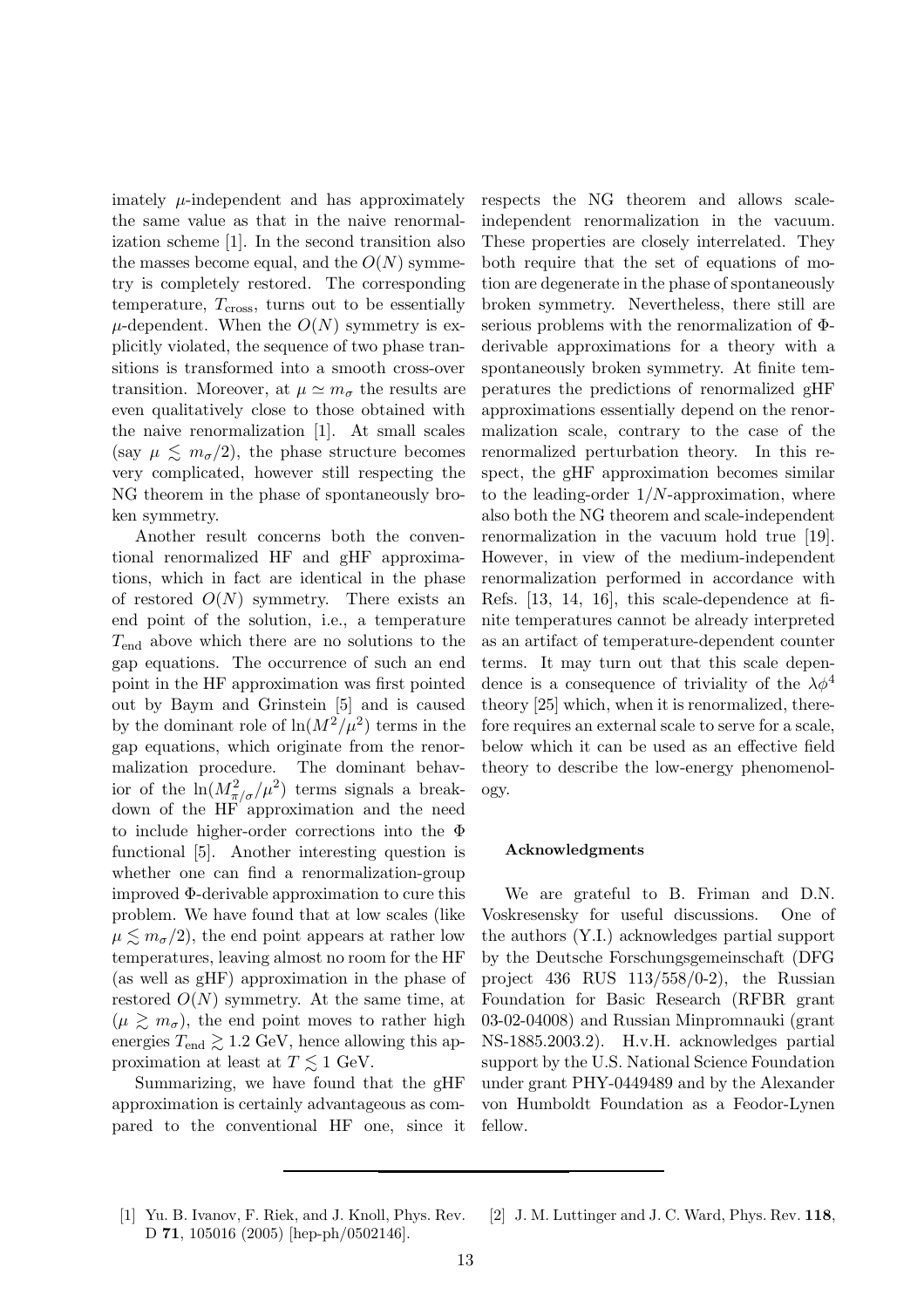imately $\mu$-independent and has approximately the same value as that in the naive renormalization scheme [1]. In the second transition also the masses become equal, and the $O(N)$ symmetry is completely restored. The corresponding temperature, $T_{\rm cross}$, turns out to be essentially $\mu$-dependent. When the $O(N)$ symmetry is explicitly violated, the sequence of two phase transitions is transformed into a smooth cross-over transition. Moreover, at $\mu \simeq m_\sigma$ the results are even qualitatively close to those obtained with the naive renormalization [1]. At small scales (say $\mu \lesssim m_\sigma/2$), the phase structure becomes very complicated, however still respecting the NG theorem in the phase of spontaneously broken symmetry.

Another result concerns both the conventional renormalized HF and gHF approximations, which in fact are identical in the phase of restored $O(N)$ symmetry. There exists an end point of the solution, i.e., a temperature $T_{\rm end}$ above which there are no solutions to the gap equations. The occurrence of such an end point in the HF approximation was first pointed out by Baym and Grinstein [5] and is caused by the dominant role of $\ln(M^2/\mu^2)$ terms in the gap equations, which originate from the renormalization procedure. The dominant behavior of the $\ln(M^2_{\pi/\sigma}/\mu^2)$ terms signals a breakdown of the HF approximation and the need to include higher-order corrections into the $\Phi$ functional [5]. Another interesting question is whether one can find a renormalization-group improved $\Phi$-derivable approximation to cure this problem. We have found that at low scales (like $\mu \lesssim m_\sigma/2$), the end point appears at rather low temperatures, leaving almost no room for the HF (as well as gHF) approximation in the phase of restored $O(N)$ symmetry. At the same time, at ($\mu \gtrsim m_\sigma$), the end point moves to rather high energies $T_{\rm end} \gtrsim 1.2$ GeV, hence allowing this approximation at least at $T \lesssim 1$ GeV.

Summarizing, we have found that the gHF approximation is certainly advantageous as compared to the conventional HF one, since it respects the NG theorem and allows scale-independent renormalization in the vacuum. These properties are closely interrelated. They both require that the set of equations of motion are degenerate in the phase of spontaneously broken symmetry. Nevertheless, there still are serious problems with the renormalization of $\Phi$-derivable approximations for a theory with a spontaneously broken symmetry. At finite temperatures the predictions of renormalized gHF approximations essentially depend on the renormalization scale, contrary to the case of the renormalized perturbation theory. In this respect, the gHF approximation becomes similar to the leading-order $1/N$-approximation, where also both the NG theorem and scale-independent renormalization in the vacuum hold true [19]. However, in view of the medium-independent renormalization performed in accordance with Refs. [13, 14, 16], this scale-dependence at finite temperatures cannot be already interpreted as an artifact of temperature-dependent counter terms. It may turn out that this scale dependence is a consequence of triviality of the $\lambda\phi^4$ theory [25] which, when it is renormalized, therefore requires an external scale to serve for a scale, below which it can be used as an effective field theory to describe the low-energy phenomenology.

#### Acknowledgments

We are grateful to B. Friman and D.N. Voskresensky for useful discussions. One of the authors (Y.I.) acknowledges partial support by the Deutsche Forschungsgemeinschaft (DFG project 436 RUS 113/558/0-2), the Russian Foundation for Basic Research (RFBR grant 03-02-04008) and Russian Minpromnauki (grant NS-1885.2003.2). H.v.H. acknowledges partial support by the U.S. National Science Foundation under grant PHY-0449489 and by the Alexander von Humboldt Foundation as a Feodor-Lynen fellow.

---

[1] Yu. B. Ivanov, F. Riek, and J. Knoll, Phys. Rev. D **71**, 105016 (2005) [hep-ph/0502146].

[2] J. M. Luttinger and J. C. Ward, Phys. Rev. **118**,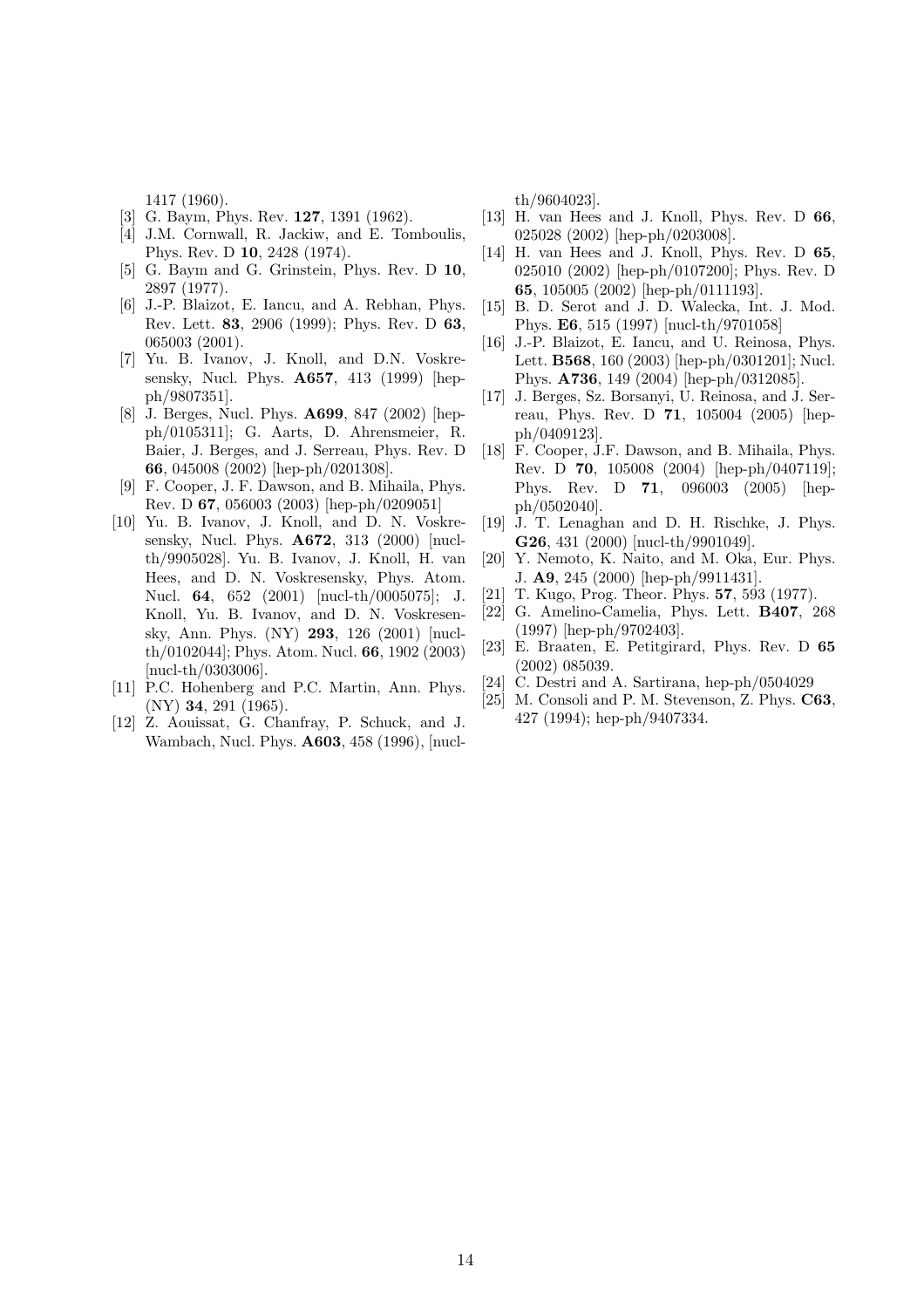1417 (1960).

- [3] G. Baym, Phys. Rev. **127**, 1391 (1962).
- [4] J.M. Cornwall, R. Jackiw, and E. Tomboulis, Phys. Rev. D **10**, 2428 (1974).
- [5] G. Baym and G. Grinstein, Phys. Rev. D **10**, 2897 (1977).
- [6] J.-P. Blaizot, E. Iancu, and A. Rebhan, Phys. Rev. Lett. **83**, 2906 (1999); Phys. Rev. D **63**, 065003 (2001).
- [7] Yu. B. Ivanov, J. Knoll, and D.N. Voskresensky, Nucl. Phys. **A657**, 413 (1999) [hep-ph/9807351].
- [8] J. Berges, Nucl. Phys. **A699**, 847 (2002) [hep-ph/0105311]; G. Aarts, D. Ahrensmeier, R. Baier, J. Berges, and J. Serreau, Phys. Rev. D **66**, 045008 (2002) [hep-ph/0201308].
- [9] F. Cooper, J. F. Dawson, and B. Mihaila, Phys. Rev. D **67**, 056003 (2003) [hep-ph/0209051]
- [10] Yu. B. Ivanov, J. Knoll, and D. N. Voskresensky, Nucl. Phys. **A672**, 313 (2000) [nucl-th/9905028]. Yu. B. Ivanov, J. Knoll, H. van Hees, and D. N. Voskresensky, Phys. Atom. Nucl. **64**, 652 (2001) [nucl-th/0005075]; J. Knoll, Yu. B. Ivanov, and D. N. Voskresensky, Ann. Phys. (NY) **293**, 126 (2001) [nucl-th/0102044]; Phys. Atom. Nucl. **66**, 1902 (2003) [nucl-th/0303006].
- [11] P.C. Hohenberg and P.C. Martin, Ann. Phys. (NY) **34**, 291 (1965).
- [12] Z. Aouissat, G. Chanfray, P. Schuck, and J. Wambach, Nucl. Phys. **A603**, 458 (1996), [nucl-th/9604023].
- [13] H. van Hees and J. Knoll, Phys. Rev. D **66**, 025028 (2002) [hep-ph/0203008].
- [14] H. van Hees and J. Knoll, Phys. Rev. D **65**, 025010 (2002) [hep-ph/0107200]; Phys. Rev. D **65**, 105005 (2002) [hep-ph/0111193].
- [15] B. D. Serot and J. D. Walecka, Int. J. Mod. Phys. **E6**, 515 (1997) [nucl-th/9701058]
- [16] J.-P. Blaizot, E. Iancu, and U. Reinosa, Phys. Lett. **B568**, 160 (2003) [hep-ph/0301201]; Nucl. Phys. **A736**, 149 (2004) [hep-ph/0312085].
- [17] J. Berges, Sz. Borsanyi, U. Reinosa, and J. Serreau, Phys. Rev. D **71**, 105004 (2005) [hep-ph/0409123].
- [18] F. Cooper, J.F. Dawson, and B. Mihaila, Phys. Rev. D **70**, 105008 (2004) [hep-ph/0407119]; Phys. Rev. D **71**, 096003 (2005) [hep-ph/0502040].
- [19] J. T. Lenaghan and D. H. Rischke, J. Phys. **G26**, 431 (2000) [nucl-th/9901049].
- [20] Y. Nemoto, K. Naito, and M. Oka, Eur. Phys. J. **A9**, 245 (2000) [hep-ph/9911431].
- [21] T. Kugo, Prog. Theor. Phys. **57**, 593 (1977).
- [22] G. Amelino-Camelia, Phys. Lett. **B407**, 268 (1997) [hep-ph/9702403].
- [23] E. Braaten, E. Petitgirard, Phys. Rev. D **65** (2002) 085039.
- [24] C. Destri and A. Sartirana, hep-ph/0504029
- [25] M. Consoli and P. M. Stevenson, Z. Phys. **C63**, 427 (1994); hep-ph/9407334.